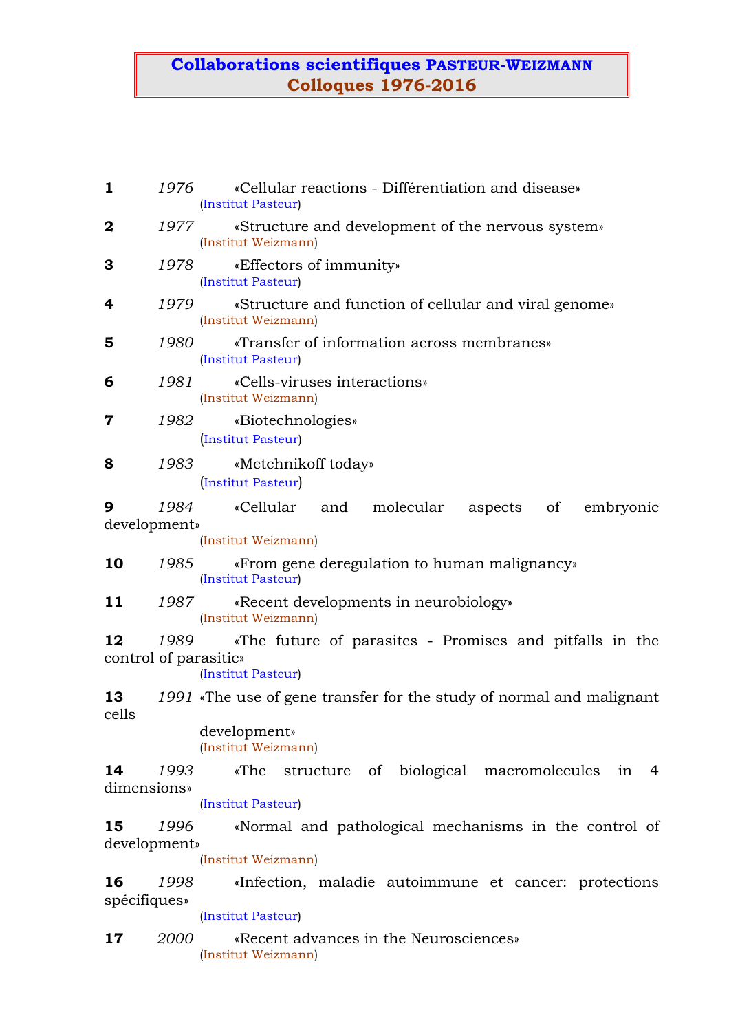# Collaborations scientifiques PASTEUR-WEIZMANN
## Colloques 1976-2016

**1** *1976* «Cellular reactions - Différentiation and disease»
(Institut Pasteur)

**2** *1977* «Structure and development of the nervous system»
(Institut Weizmann)

**3** *1978* «Effectors of immunity»
(Institut Pasteur)

**4** *1979* «Structure and function of cellular and viral genome»
(Institut Weizmann)

**5** *1980* «Transfer of information across membranes»
(Institut Pasteur)

**6** *1981* «Cells-viruses interactions»
(Institut Weizmann)

**7** *1982* «Biotechnologies»
(Institut Pasteur)

**8** *1983* «Metchnikoff today»
(Institut Pasteur)

**9** *1984* «Cellular and molecular aspects of embryonic development»
(Institut Weizmann)

**10** *1985* «From gene deregulation to human malignancy»
(Institut Pasteur)

**11** *1987* «Recent developments in neurobiology»
(Institut Weizmann)

**12** *1989* «The future of parasites - Promises and pitfalls in the control of parasitic»
(Institut Pasteur)

**13** *1991* «The use of gene transfer for the study of normal and malignant cells development»
(Institut Weizmann)

**14** *1993* «The structure of biological macromolecules in 4 dimensions»
(Institut Pasteur)

**15** *1996* «Normal and pathological mechanisms in the control of development»
(Institut Weizmann)

**16** *1998* «Infection, maladie autoimmune et cancer: protections spécifiques»
(Institut Pasteur)

**17** *2000* «Recent advances in the Neurosciences»
(Institut Weizmann)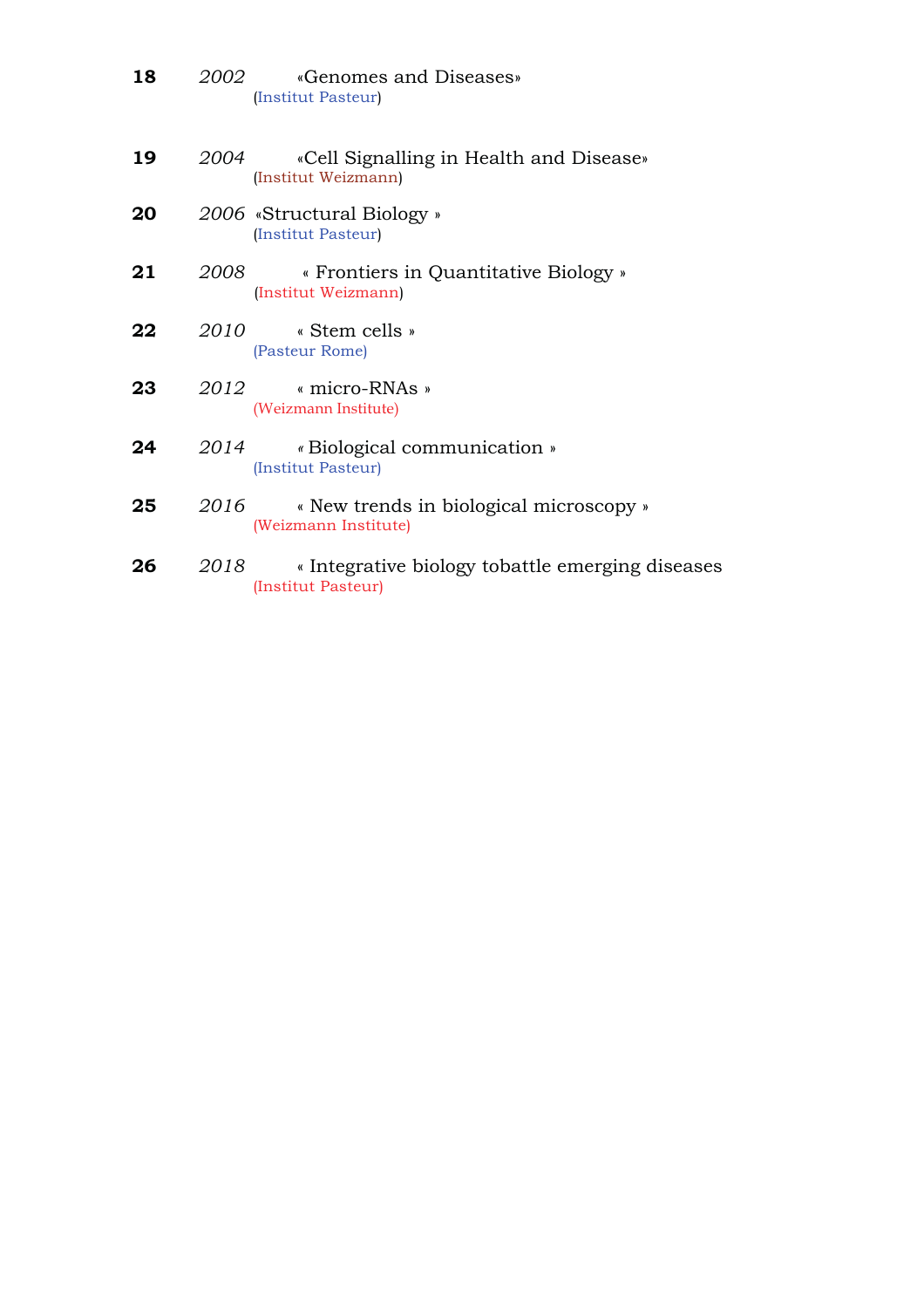**18** *2002* «Genomes and Diseases»
(Institut Pasteur)

**19** *2004* «Cell Signalling in Health and Disease»
(Institut Weizmann)

**20** *2006* «Structural Biology »
(Institut Pasteur)

**21** *2008* « Frontiers in Quantitative Biology »
(Institut Weizmann)

**22** *2010* « Stem cells »
(Pasteur Rome)

**23** *2012* « micro-RNAs »
(Weizmann Institute)

**24** *2014* « Biological communication »
(Institut Pasteur)

**25** *2016* « New trends in biological microscopy »
(Weizmann Institute)

**26** *2018* « Integrative biology tobattle emerging diseases
(Institut Pasteur)